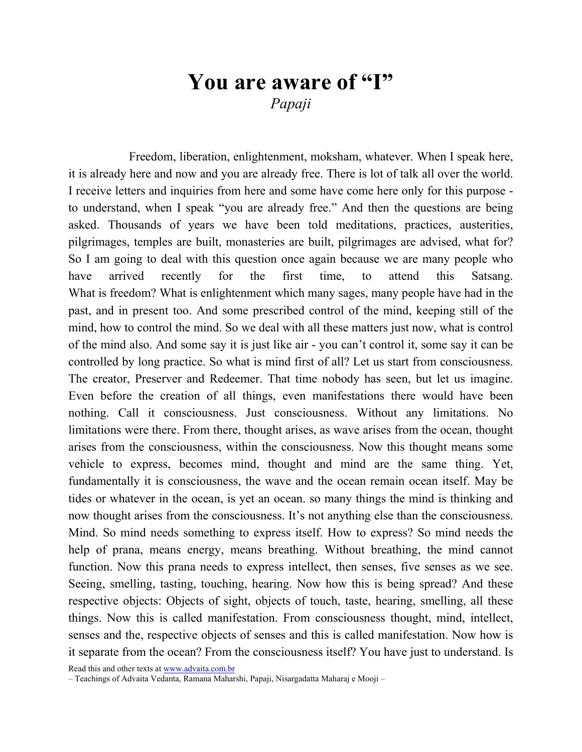# You are aware of "I"

*Papaji*

Freedom, liberation, enlightenment, moksham, whatever. When I speak here, it is already here and now and you are already free. There is lot of talk all over the world. I receive letters and inquiries from here and some have come here only for this purpose - to understand, when I speak "you are already free." And then the questions are being asked. Thousands of years we have been told meditations, practices, austerities, pilgrimages, temples are built, monasteries are built, pilgrimages are advised, what for? So I am going to deal with this question once again because we are many people who have arrived recently for the first time, to attend this Satsang. What is freedom? What is enlightenment which many sages, many people have had in the past, and in present too. And some prescribed control of the mind, keeping still of the mind, how to control the mind. So we deal with all these matters just now, what is control of the mind also. And some say it is just like air - you can't control it, some say it can be controlled by long practice. So what is mind first of all? Let us start from consciousness. The creator, Preserver and Redeemer. That time nobody has seen, but let us imagine. Even before the creation of all things, even manifestations there would have been nothing. Call it consciousness. Just consciousness. Without any limitations. No limitations were there. From there, thought arises, as wave arises from the ocean, thought arises from the consciousness, within the consciousness. Now this thought means some vehicle to express, becomes mind, thought and mind are the same thing. Yet, fundamentally it is consciousness, the wave and the ocean remain ocean itself. May be tides or whatever in the ocean, is yet an ocean. so many things the mind is thinking and now thought arises from the consciousness. It's not anything else than the consciousness. Mind. So mind needs something to express itself. How to express? So mind needs the help of prana, means energy, means breathing. Without breathing, the mind cannot function. Now this prana needs to express intellect, then senses, five senses as we see. Seeing, smelling, tasting, touching, hearing. Now how this is being spread? And these respective objects: Objects of sight, objects of touch, taste, hearing, smelling, all these things. Now this is called manifestation. From consciousness thought, mind, intellect, senses and the, respective objects of senses and this is called manifestation. Now how is it separate from the ocean? From the consciousness itself? You have just to understand. Is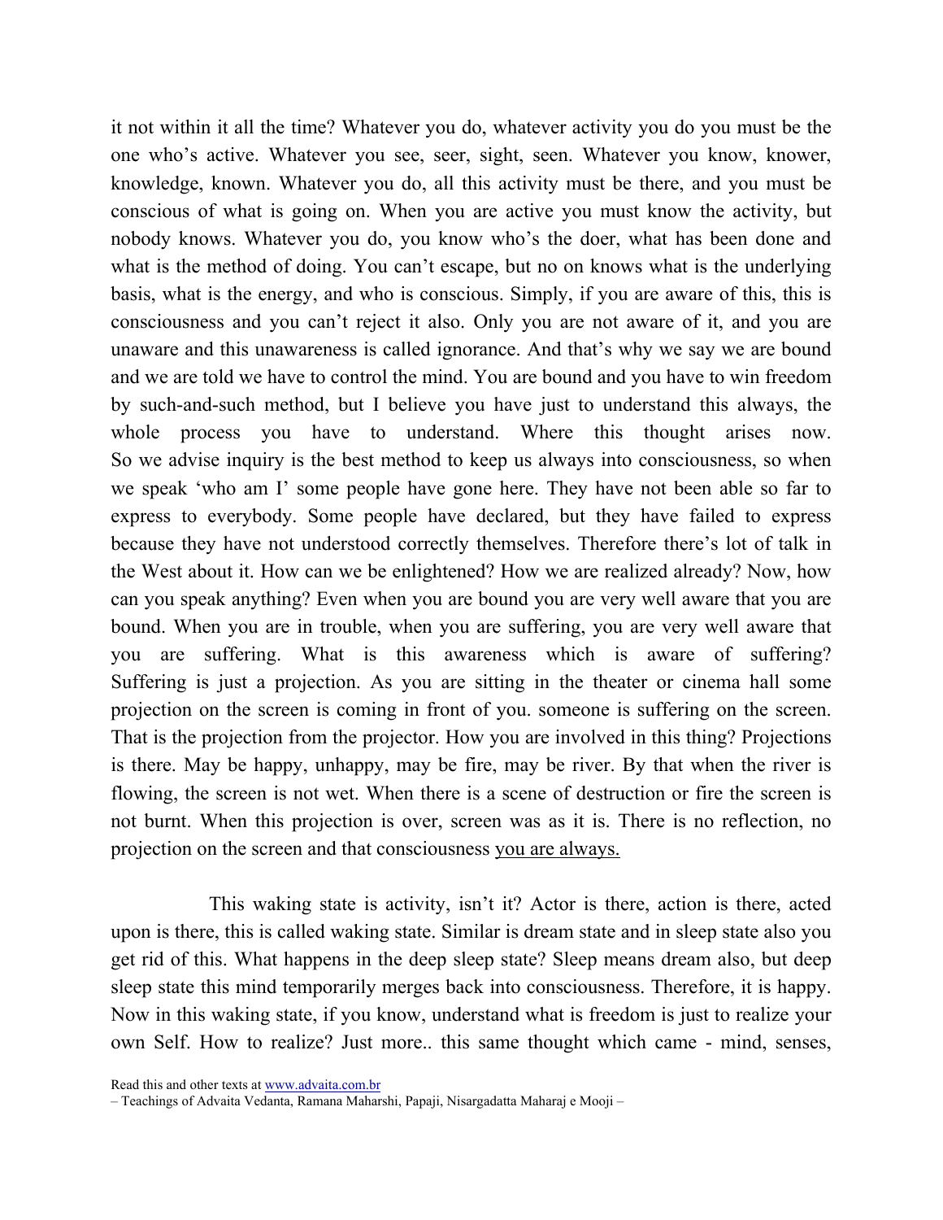it not within it all the time? Whatever you do, whatever activity you do you must be the one who's active. Whatever you see, seer, sight, seen. Whatever you know, knower, knowledge, known. Whatever you do, all this activity must be there, and you must be conscious of what is going on. When you are active you must know the activity, but nobody knows. Whatever you do, you know who's the doer, what has been done and what is the method of doing. You can't escape, but no on knows what is the underlying basis, what is the energy, and who is conscious. Simply, if you are aware of this, this is consciousness and you can't reject it also. Only you are not aware of it, and you are unaware and this unawareness is called ignorance. And that's why we say we are bound and we are told we have to control the mind. You are bound and you have to win freedom by such-and-such method, but I believe you have just to understand this always, the whole process you have to understand. Where this thought arises now. So we advise inquiry is the best method to keep us always into consciousness, so when we speak 'who am I' some people have gone here. They have not been able so far to express to everybody. Some people have declared, but they have failed to express because they have not understood correctly themselves. Therefore there's lot of talk in the West about it. How can we be enlightened? How we are realized already? Now, how can you speak anything? Even when you are bound you are very well aware that you are bound. When you are in trouble, when you are suffering, you are very well aware that you are suffering. What is this awareness which is aware of suffering? Suffering is just a projection. As you are sitting in the theater or cinema hall some projection on the screen is coming in front of you. someone is suffering on the screen. That is the projection from the projector. How you are involved in this thing? Projections is there. May be happy, unhappy, may be fire, may be river. By that when the river is flowing, the screen is not wet. When there is a scene of destruction or fire the screen is not burnt. When this projection is over, screen was as it is. There is no reflection, no projection on the screen and that consciousness <u>you are always.</u>

This waking state is activity, isn't it? Actor is there, action is there, acted upon is there, this is called waking state. Similar is dream state and in sleep state also you get rid of this. What happens in the deep sleep state? Sleep means dream also, but deep sleep state this mind temporarily merges back into consciousness. Therefore, it is happy. Now in this waking state, if you know, understand what is freedom is just to realize your own Self. How to realize? Just more.. this same thought which came - mind, senses,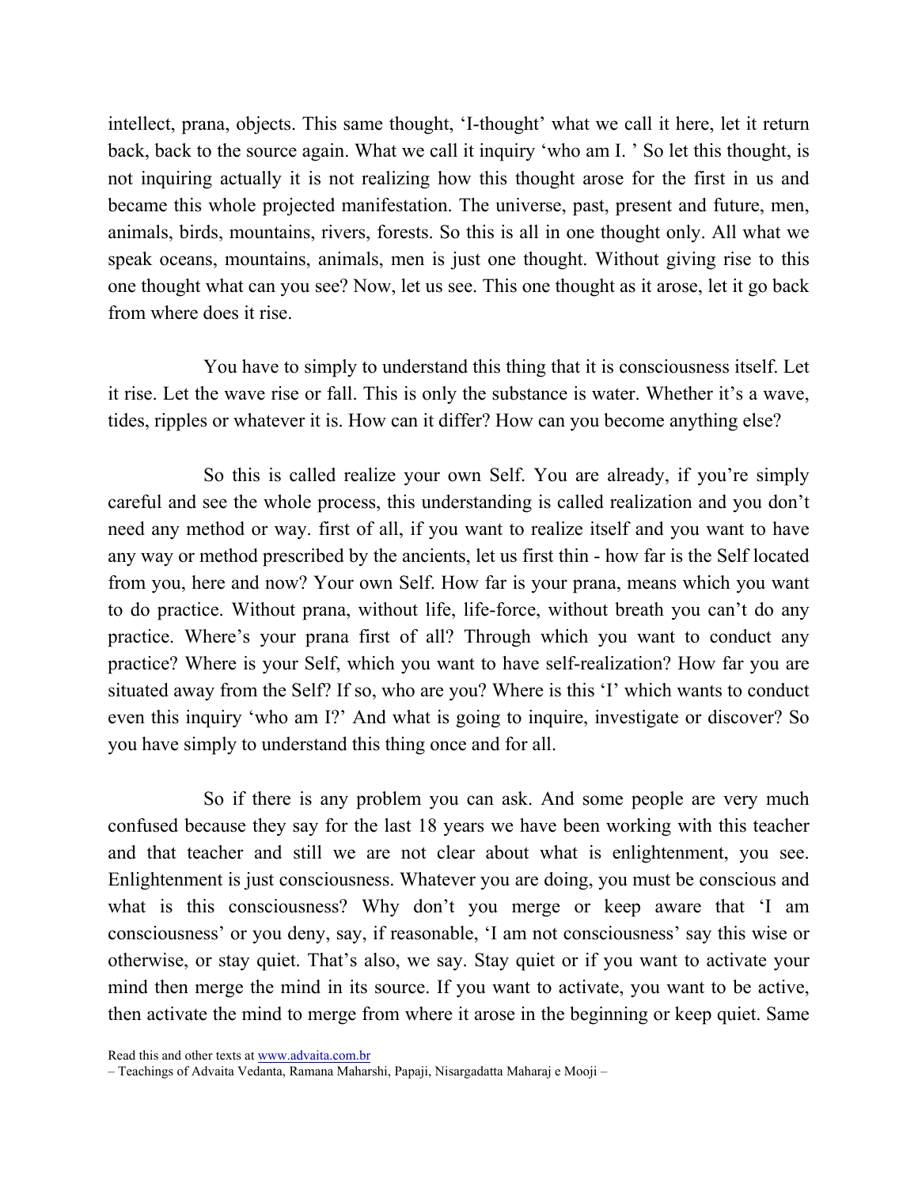intellect, prana, objects. This same thought, 'I-thought' what we call it here, let it return back, back to the source again. What we call it inquiry 'who am I. ' So let this thought, is not inquiring actually it is not realizing how this thought arose for the first in us and became this whole projected manifestation. The universe, past, present and future, men, animals, birds, mountains, rivers, forests. So this is all in one thought only. All what we speak oceans, mountains, animals, men is just one thought. Without giving rise to this one thought what can you see? Now, let us see. This one thought as it arose, let it go back from where does it rise.

You have to simply to understand this thing that it is consciousness itself. Let it rise. Let the wave rise or fall. This is only the substance is water. Whether it's a wave, tides, ripples or whatever it is. How can it differ? How can you become anything else?

So this is called realize your own Self. You are already, if you're simply careful and see the whole process, this understanding is called realization and you don't need any method or way. first of all, if you want to realize itself and you want to have any way or method prescribed by the ancients, let us first thin - how far is the Self located from you, here and now? Your own Self. How far is your prana, means which you want to do practice. Without prana, without life, life-force, without breath you can't do any practice. Where's your prana first of all? Through which you want to conduct any practice? Where is your Self, which you want to have self-realization? How far you are situated away from the Self? If so, who are you? Where is this 'I' which wants to conduct even this inquiry 'who am I?' And what is going to inquire, investigate or discover? So you have simply to understand this thing once and for all.

So if there is any problem you can ask. And some people are very much confused because they say for the last 18 years we have been working with this teacher and that teacher and still we are not clear about what is enlightenment, you see. Enlightenment is just consciousness. Whatever you are doing, you must be conscious and what is this consciousness? Why don't you merge or keep aware that 'I am consciousness' or you deny, say, if reasonable, 'I am not consciousness' say this wise or otherwise, or stay quiet. That's also, we say. Stay quiet or if you want to activate your mind then merge the mind in its source. If you want to activate, you want to be active, then activate the mind to merge from where it arose in the beginning or keep quiet. Same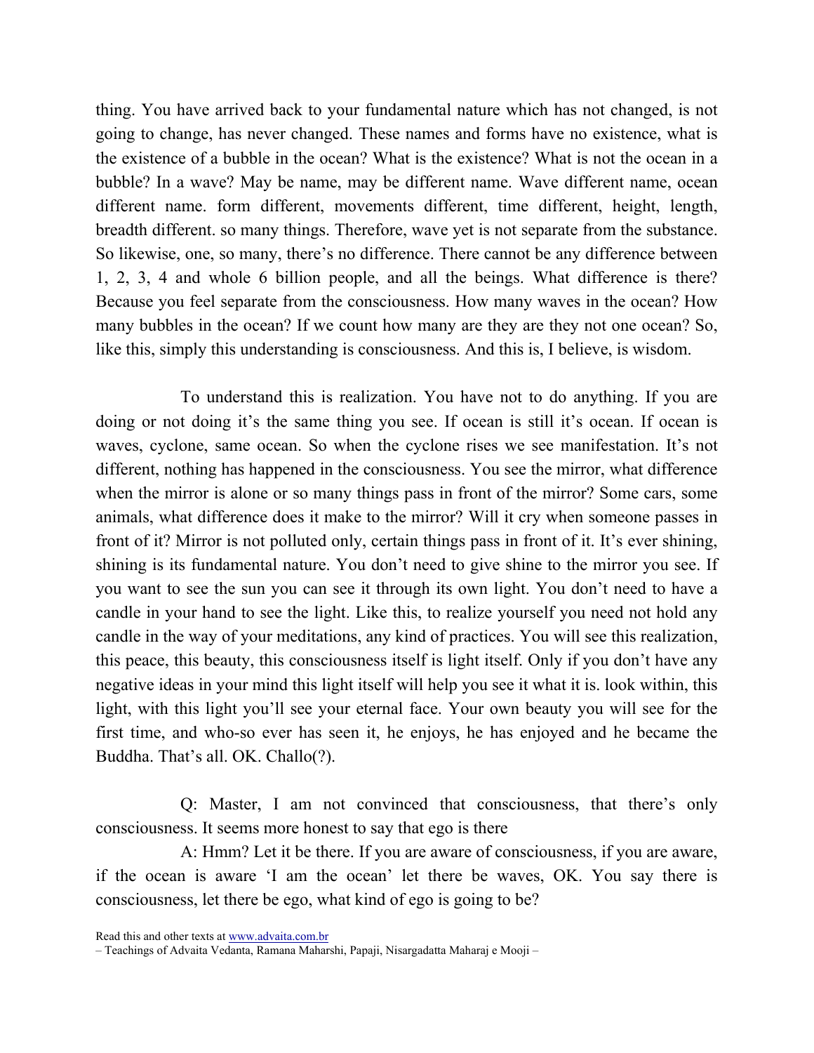thing. You have arrived back to your fundamental nature which has not changed, is not going to change, has never changed. These names and forms have no existence, what is the existence of a bubble in the ocean? What is the existence? What is not the ocean in a bubble? In a wave? May be name, may be different name. Wave different name, ocean different name. form different, movements different, time different, height, length, breadth different. so many things. Therefore, wave yet is not separate from the substance. So likewise, one, so many, there's no difference. There cannot be any difference between 1, 2, 3, 4 and whole 6 billion people, and all the beings. What difference is there? Because you feel separate from the consciousness. How many waves in the ocean? How many bubbles in the ocean? If we count how many are they are they not one ocean? So, like this, simply this understanding is consciousness. And this is, I believe, is wisdom.

To understand this is realization. You have not to do anything. If you are doing or not doing it's the same thing you see. If ocean is still it's ocean. If ocean is waves, cyclone, same ocean. So when the cyclone rises we see manifestation. It's not different, nothing has happened in the consciousness. You see the mirror, what difference when the mirror is alone or so many things pass in front of the mirror? Some cars, some animals, what difference does it make to the mirror? Will it cry when someone passes in front of it? Mirror is not polluted only, certain things pass in front of it. It's ever shining, shining is its fundamental nature. You don't need to give shine to the mirror you see. If you want to see the sun you can see it through its own light. You don't need to have a candle in your hand to see the light. Like this, to realize yourself you need not hold any candle in the way of your meditations, any kind of practices. You will see this realization, this peace, this beauty, this consciousness itself is light itself. Only if you don't have any negative ideas in your mind this light itself will help you see it what it is. look within, this light, with this light you'll see your eternal face. Your own beauty you will see for the first time, and who-so ever has seen it, he enjoys, he has enjoyed and he became the Buddha. That's all. OK. Challo(?).

Q: Master, I am not convinced that consciousness, that there's only consciousness. It seems more honest to say that ego is there

A: Hmm? Let it be there. If you are aware of consciousness, if you are aware, if the ocean is aware 'I am the ocean' let there be waves, OK. You say there is consciousness, let there be ego, what kind of ego is going to be?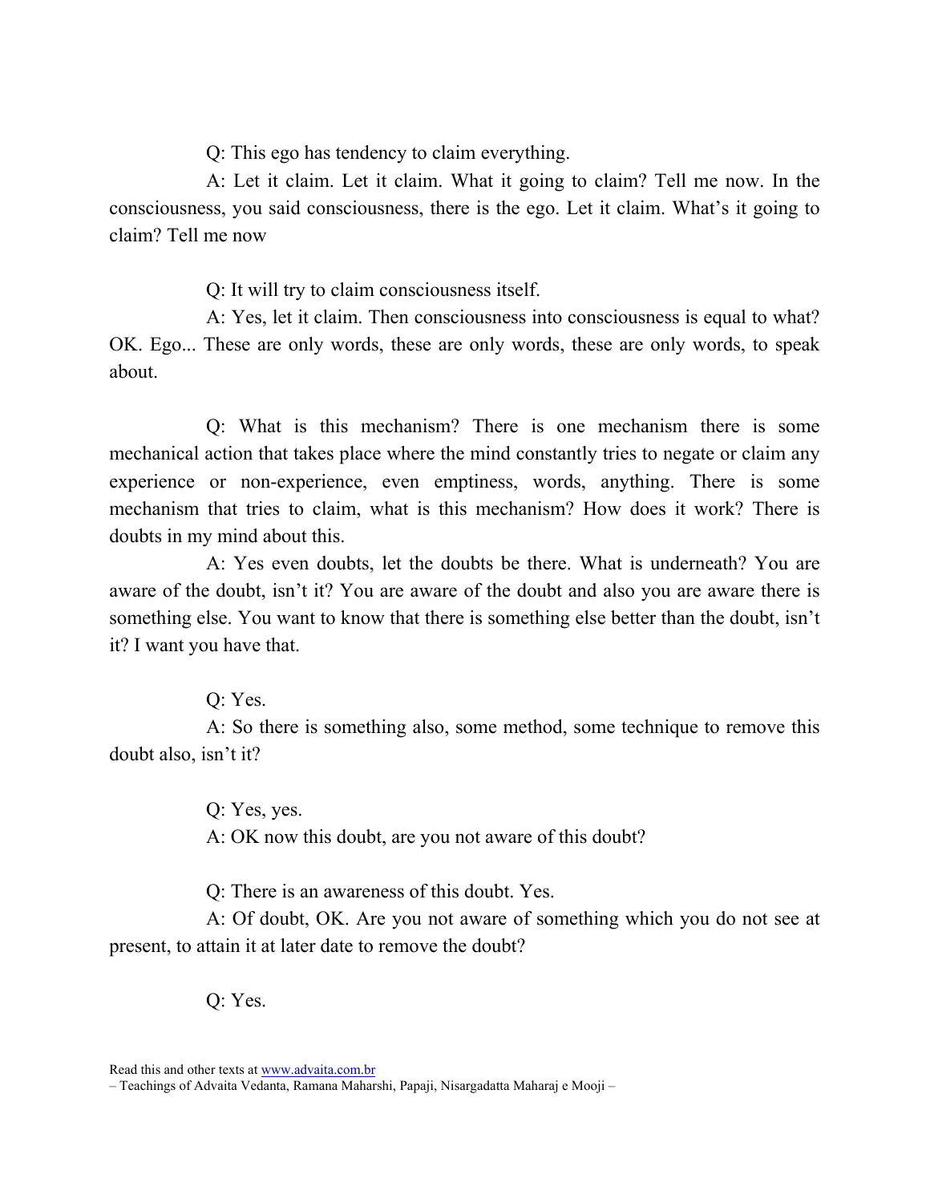Q: This ego has tendency to claim everything.

A: Let it claim. Let it claim. What it going to claim? Tell me now. In the consciousness, you said consciousness, there is the ego. Let it claim. What's it going to claim? Tell me now

Q: It will try to claim consciousness itself.

A: Yes, let it claim. Then consciousness into consciousness is equal to what? OK. Ego... These are only words, these are only words, these are only words, to speak about.

Q: What is this mechanism? There is one mechanism there is some mechanical action that takes place where the mind constantly tries to negate or claim any experience or non-experience, even emptiness, words, anything. There is some mechanism that tries to claim, what is this mechanism? How does it work? There is doubts in my mind about this.

A: Yes even doubts, let the doubts be there. What is underneath? You are aware of the doubt, isn't it? You are aware of the doubt and also you are aware there is something else. You want to know that there is something else better than the doubt, isn't it? I want you have that.

Q: Yes.

A: So there is something also, some method, some technique to remove this doubt also, isn't it?

Q: Yes, yes.

A: OK now this doubt, are you not aware of this doubt?

Q: There is an awareness of this doubt. Yes.

A: Of doubt, OK. Are you not aware of something which you do not see at present, to attain it at later date to remove the doubt?

Q: Yes.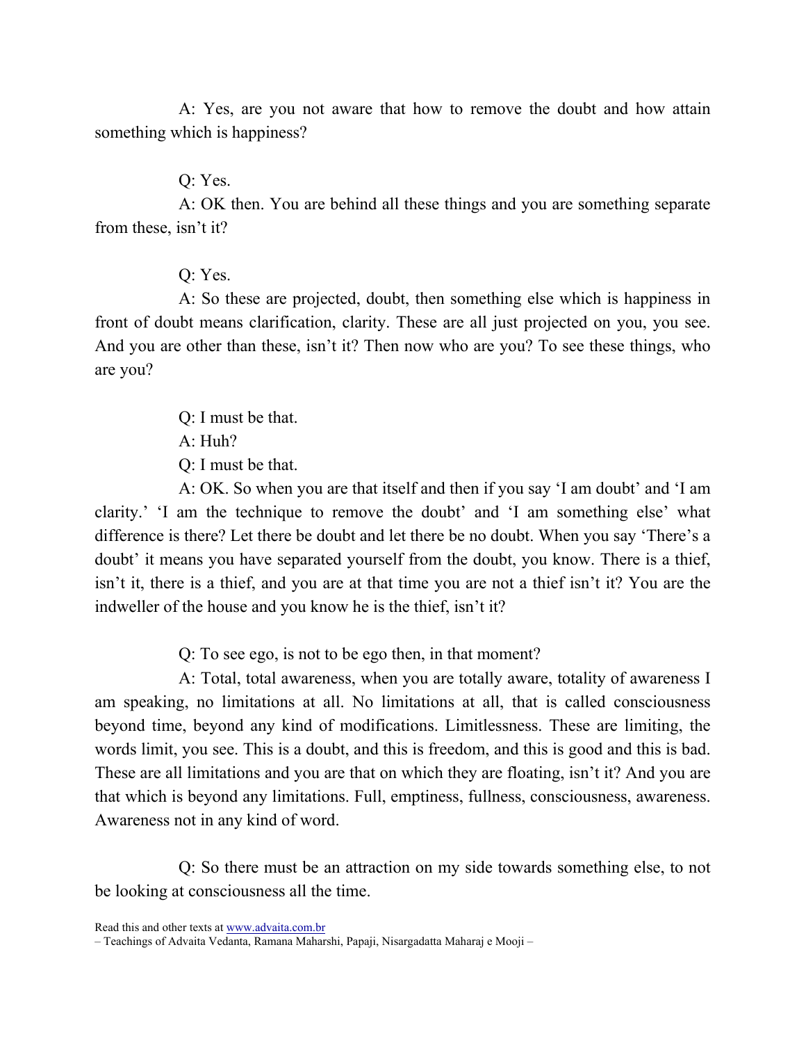A: Yes, are you not aware that how to remove the doubt and how attain something which is happiness?

Q: Yes.

A: OK then. You are behind all these things and you are something separate from these, isn't it?

Q: Yes.

A: So these are projected, doubt, then something else which is happiness in front of doubt means clarification, clarity. These are all just projected on you, you see. And you are other than these, isn't it? Then now who are you? To see these things, who are you?

Q: I must be that.

A: Huh?

Q: I must be that.

A: OK. So when you are that itself and then if you say 'I am doubt' and 'I am clarity.' 'I am the technique to remove the doubt' and 'I am something else' what difference is there? Let there be doubt and let there be no doubt. When you say 'There's a doubt' it means you have separated yourself from the doubt, you know. There is a thief, isn't it, there is a thief, and you are at that time you are not a thief isn't it? You are the indweller of the house and you know he is the thief, isn't it?

Q: To see ego, is not to be ego then, in that moment?

A: Total, total awareness, when you are totally aware, totality of awareness I am speaking, no limitations at all. No limitations at all, that is called consciousness beyond time, beyond any kind of modifications. Limitlessness. These are limiting, the words limit, you see. This is a doubt, and this is freedom, and this is good and this is bad. These are all limitations and you are that on which they are floating, isn't it? And you are that which is beyond any limitations. Full, emptiness, fullness, consciousness, awareness. Awareness not in any kind of word.

Q: So there must be an attraction on my side towards something else, to not be looking at consciousness all the time.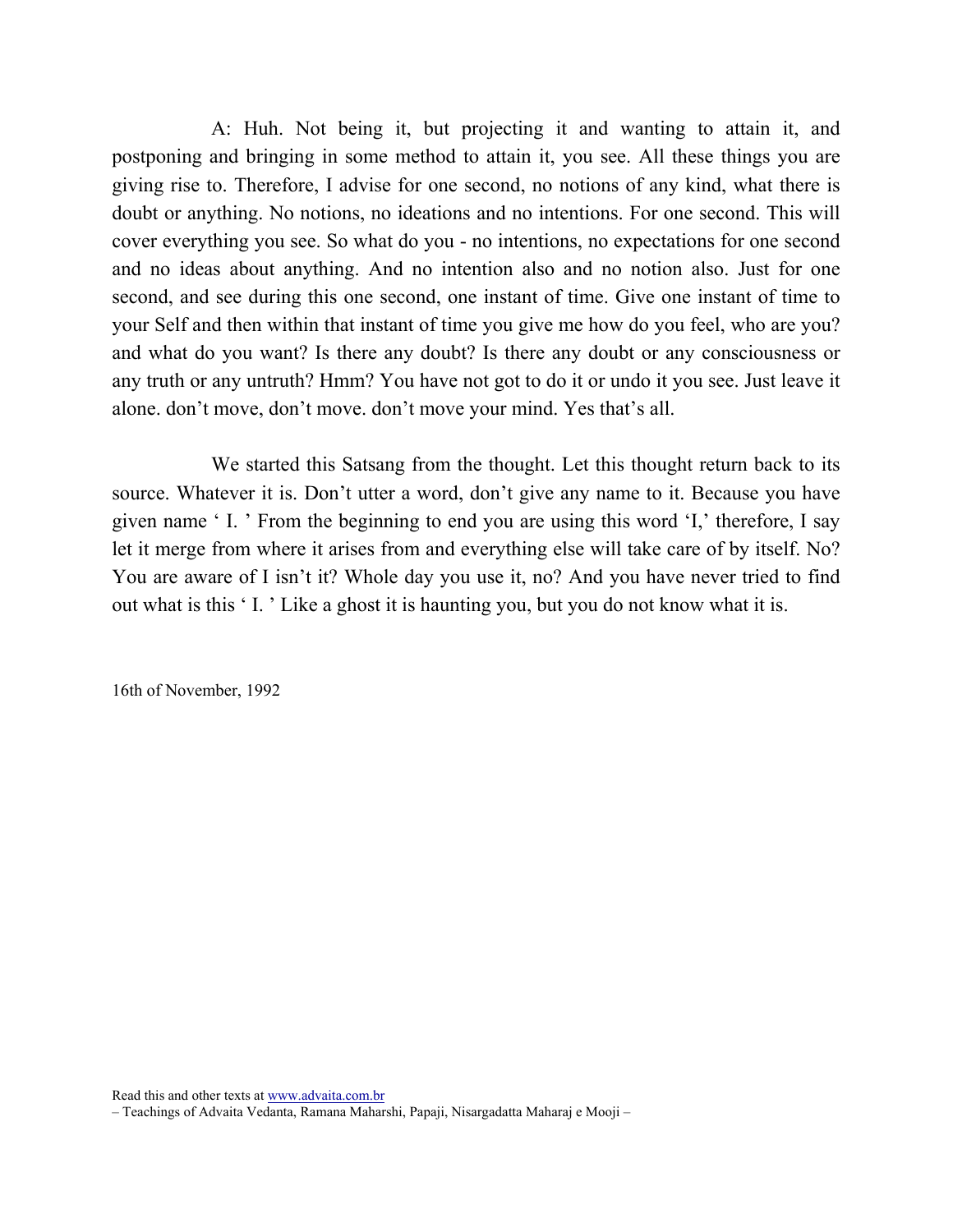A: Huh. Not being it, but projecting it and wanting to attain it, and postponing and bringing in some method to attain it, you see. All these things you are giving rise to. Therefore, I advise for one second, no notions of any kind, what there is doubt or anything. No notions, no ideations and no intentions. For one second. This will cover everything you see. So what do you - no intentions, no expectations for one second and no ideas about anything. And no intention also and no notion also. Just for one second, and see during this one second, one instant of time. Give one instant of time to your Self and then within that instant of time you give me how do you feel, who are you? and what do you want? Is there any doubt? Is there any doubt or any consciousness or any truth or any untruth? Hmm? You have not got to do it or undo it you see. Just leave it alone. don't move, don't move. don't move your mind. Yes that's all.

We started this Satsang from the thought. Let this thought return back to its source. Whatever it is. Don't utter a word, don't give any name to it. Because you have given name ' I. ' From the beginning to end you are using this word 'I,' therefore, I say let it merge from where it arises from and everything else will take care of by itself. No? You are aware of I isn't it? Whole day you use it, no? And you have never tried to find out what is this ' I. ' Like a ghost it is haunting you, but you do not know what it is.

16th of November, 1992

Read this and other texts at www.advaita.com.br
– Teachings of Advaita Vedanta, Ramana Maharshi, Papaji, Nisargadatta Maharaj e Mooji –